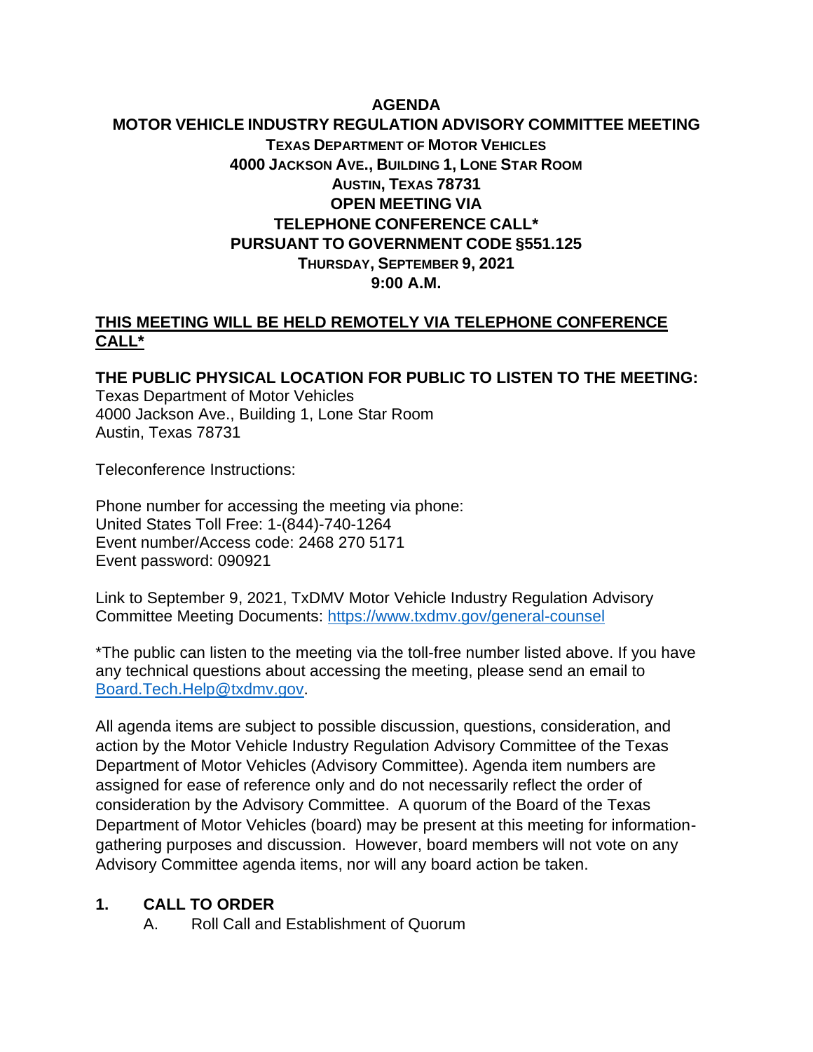# AGENDA

## MOTOR VEHICLE INDUSTRY REGULATION ADVISORY COMMITTEE MEETING

**TEXAS DEPARTMENT OF MOTOR VEHICLES**
**4000 JACKSON AVE., BUILDING 1, LONE STAR ROOM**
**AUSTIN, TEXAS 78731**
**OPEN MEETING VIA**
**TELEPHONE CONFERENCE CALL***
**PURSUANT TO GOVERNMENT CODE §551.125**
**THURSDAY, SEPTEMBER 9, 2021**
**9:00 A.M.**

**<u>THIS MEETING WILL BE HELD REMOTELY VIA TELEPHONE CONFERENCE CALL*</u>**

**THE PUBLIC PHYSICAL LOCATION FOR PUBLIC TO LISTEN TO THE MEETING:**
Texas Department of Motor Vehicles
4000 Jackson Ave., Building 1, Lone Star Room
Austin, Texas 78731

Teleconference Instructions:

Phone number for accessing the meeting via phone:
United States Toll Free: 1-(844)-740-1264
Event number/Access code: 2468 270 5171
Event password: 090921

Link to September 9, 2021, TxDMV Motor Vehicle Industry Regulation Advisory Committee Meeting Documents: [https://www.txdmv.gov/general-counsel](https://www.txdmv.gov/general-counsel)

*The public can listen to the meeting via the toll-free number listed above. If you have any technical questions about accessing the meeting, please send an email to [Board.Tech.Help@txdmv.gov](mailto:Board.Tech.Help@txdmv.gov).

All agenda items are subject to possible discussion, questions, consideration, and action by the Motor Vehicle Industry Regulation Advisory Committee of the Texas Department of Motor Vehicles (Advisory Committee). Agenda item numbers are assigned for ease of reference only and do not necessarily reflect the order of consideration by the Advisory Committee. A quorum of the Board of the Texas Department of Motor Vehicles (board) may be present at this meeting for information-gathering purposes and discussion. However, board members will not vote on any Advisory Committee agenda items, nor will any board action be taken.

**1. CALL TO ORDER**

A. Roll Call and Establishment of Quorum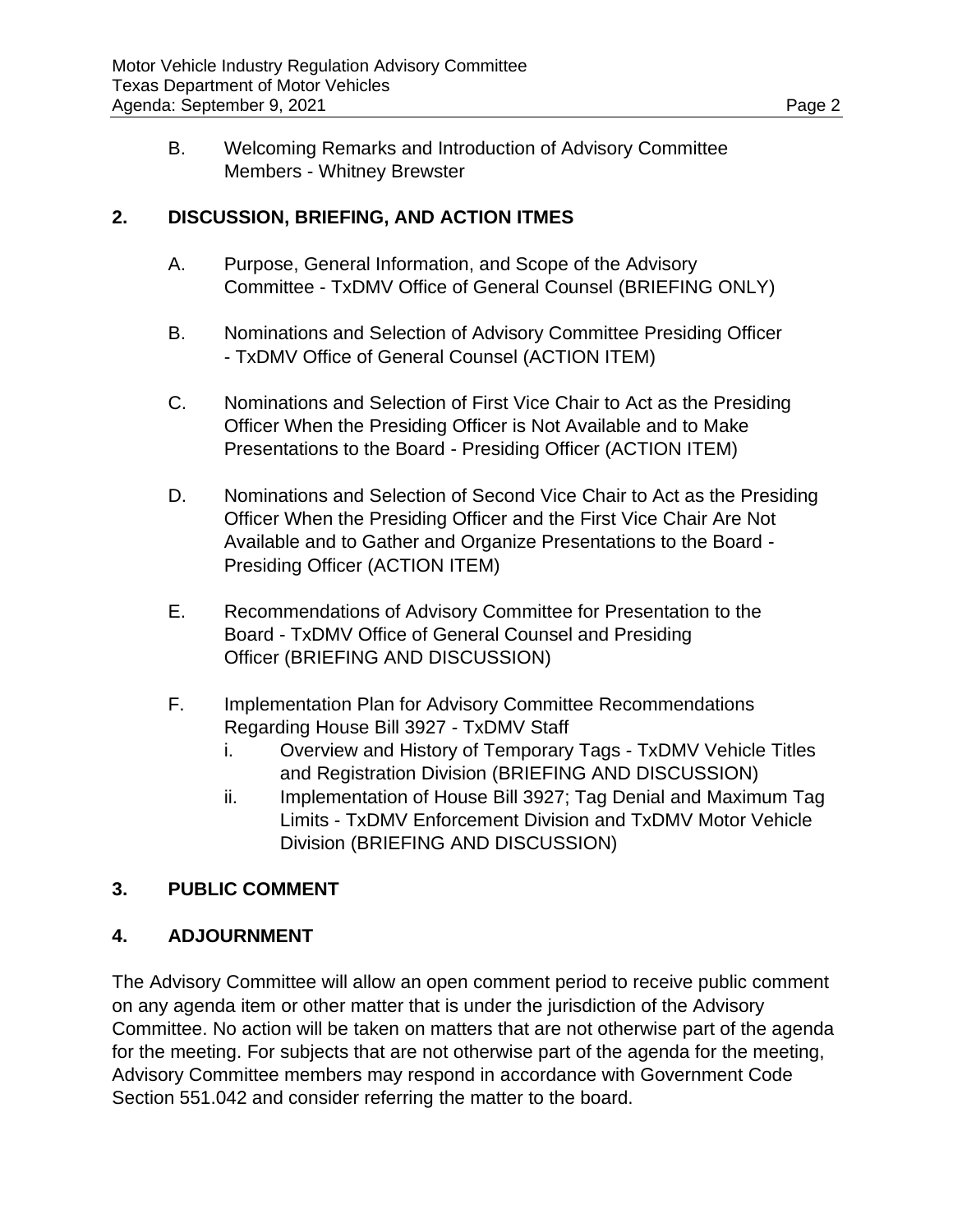B. Welcoming Remarks and Introduction of Advisory Committee Members - Whitney Brewster

## 2. DISCUSSION, BRIEFING, AND ACTION ITMES

A. Purpose, General Information, and Scope of the Advisory Committee - TxDMV Office of General Counsel (BRIEFING ONLY)

B. Nominations and Selection of Advisory Committee Presiding Officer - TxDMV Office of General Counsel (ACTION ITEM)

C. Nominations and Selection of First Vice Chair to Act as the Presiding Officer When the Presiding Officer is Not Available and to Make Presentations to the Board - Presiding Officer (ACTION ITEM)

D. Nominations and Selection of Second Vice Chair to Act as the Presiding Officer When the Presiding Officer and the First Vice Chair Are Not Available and to Gather and Organize Presentations to the Board - Presiding Officer (ACTION ITEM)

E. Recommendations of Advisory Committee for Presentation to the Board - TxDMV Office of General Counsel and Presiding Officer (BRIEFING AND DISCUSSION)

F. Implementation Plan for Advisory Committee Recommendations Regarding House Bill 3927 - TxDMV Staff
   - i. Overview and History of Temporary Tags - TxDMV Vehicle Titles and Registration Division (BRIEFING AND DISCUSSION)
   - ii. Implementation of House Bill 3927; Tag Denial and Maximum Tag Limits - TxDMV Enforcement Division and TxDMV Motor Vehicle Division (BRIEFING AND DISCUSSION)

## 3. PUBLIC COMMENT

## 4. ADJOURNMENT

The Advisory Committee will allow an open comment period to receive public comment on any agenda item or other matter that is under the jurisdiction of the Advisory Committee. No action will be taken on matters that are not otherwise part of the agenda for the meeting. For subjects that are not otherwise part of the agenda for the meeting, Advisory Committee members may respond in accordance with Government Code Section 551.042 and consider referring the matter to the board.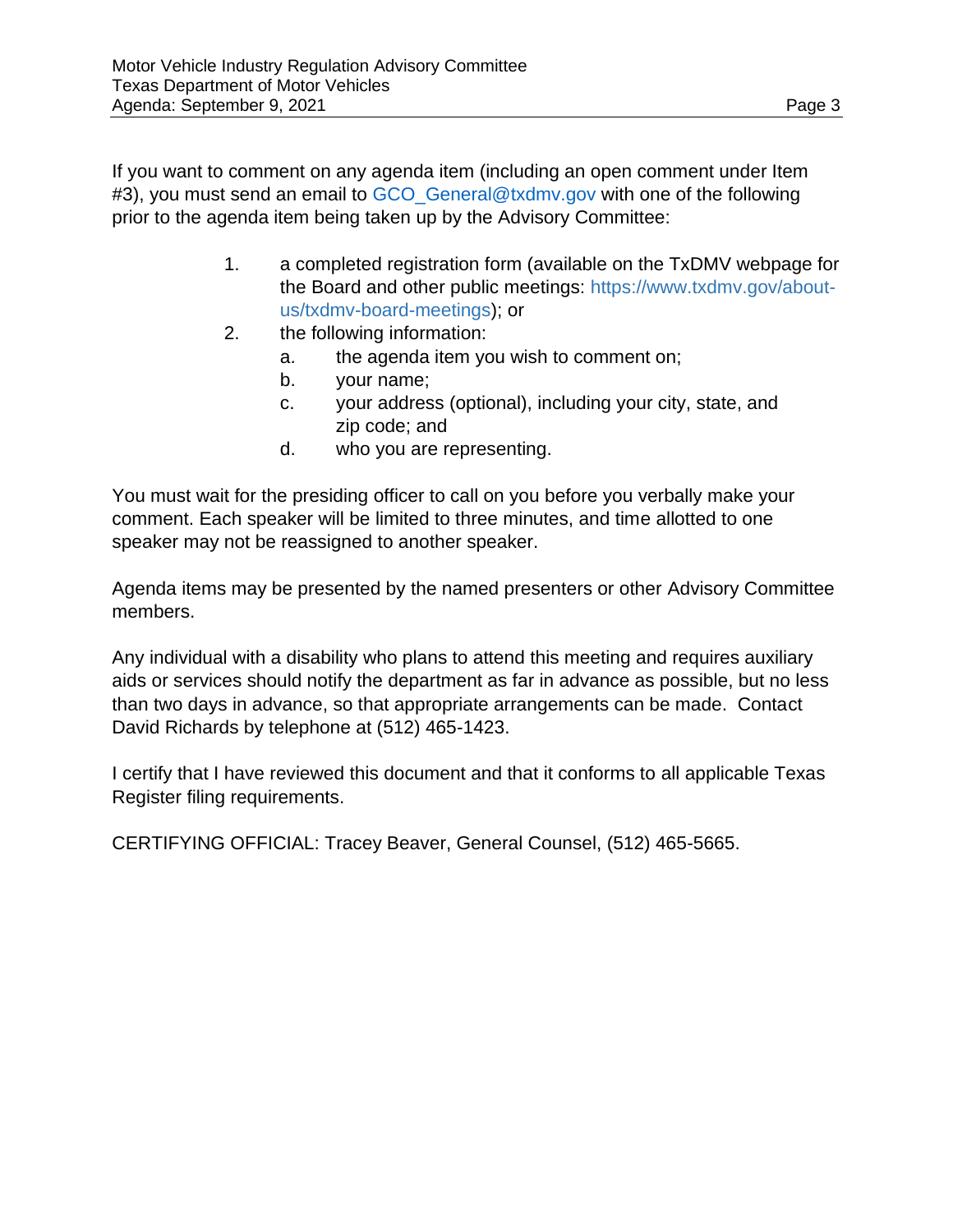If you want to comment on any agenda item (including an open comment under Item #3), you must send an email to GCO_General@txdmv.gov with one of the following prior to the agenda item being taken up by the Advisory Committee:

1. a completed registration form (available on the TxDMV webpage for the Board and other public meetings: https://www.txdmv.gov/about-us/txdmv-board-meetings); or
2. the following information:
   a. the agenda item you wish to comment on;
   b. your name;
   c. your address (optional), including your city, state, and zip code; and
   d. who you are representing.

You must wait for the presiding officer to call on you before you verbally make your comment. Each speaker will be limited to three minutes, and time allotted to one speaker may not be reassigned to another speaker.

Agenda items may be presented by the named presenters or other Advisory Committee members.

Any individual with a disability who plans to attend this meeting and requires auxiliary aids or services should notify the department as far in advance as possible, but no less than two days in advance, so that appropriate arrangements can be made. Contact David Richards by telephone at (512) 465-1423.

I certify that I have reviewed this document and that it conforms to all applicable Texas Register filing requirements.

CERTIFYING OFFICIAL: Tracey Beaver, General Counsel, (512) 465-5665.